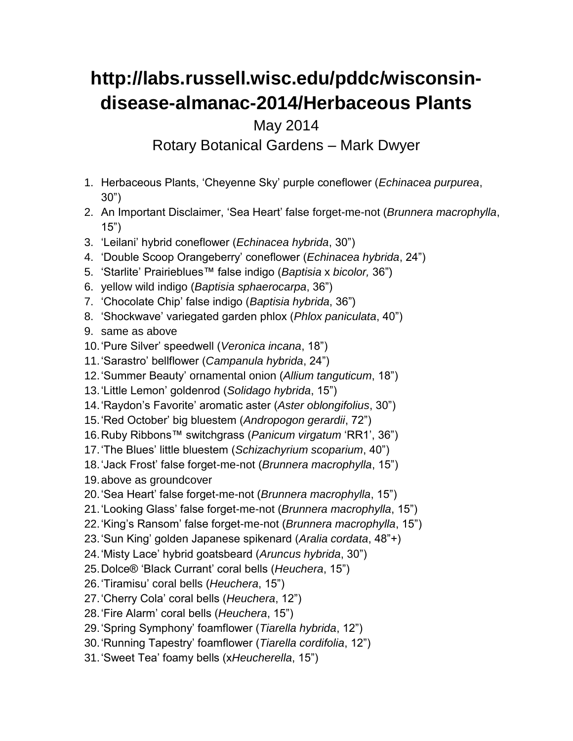// Author's note: the transcription below keeps only the confirmed elements of this 2014 Rotary Botanical Gardens plant list.
# http://labs.russell.wisc.edu/pddc/wisconsin-disease-almanac-2014/Herbaceous Plants

May 2014

Rotary Botanical Gardens – Mark Dwyer

1. Herbaceous Plants, 'Cheyenne Sky' purple coneflower (*Echinacea purpurea*, 30")
2. An Important Disclaimer, 'Sea Heart' false forget-me-not (*Brunnera macrophylla*, 15")
3. 'Leilani' hybrid coneflower (*Echinacea hybrida*, 30")
4. 'Double Scoop Orangeberry' coneflower (*Echinacea hybrida*, 24")
5. 'Starlite' Prairieblues™ false indigo (*Baptisia* x *bicolor,* 36")
6. yellow wild indigo (*Baptisia sphaerocarpa*, 36")
7. 'Chocolate Chip' false indigo (*Baptisia hybrida*, 36")
8. 'Shockwave' variegated garden phlox (*Phlox paniculata*, 40")
9. same as above
10. 'Pure Silver' speedwell (*Veronica incana*, 18")
11. 'Sarastro' bellflower (*Campanula hybrida*, 24")
12. 'Summer Beauty' ornamental onion (*Allium tanguticum*, 18")
13. 'Little Lemon' goldenrod (*Solidago hybrida*, 15")
14. 'Raydon's Favorite' aromatic aster (*Aster oblongifolius*, 30")
15. 'Red October' big bluestem (*Andropogon gerardii*, 72")
16. Ruby Ribbons™ switchgrass (*Panicum virgatum* 'RR1', 36")
17. 'The Blues' little bluestem (*Schizachyrium scoparium*, 40")
18. 'Jack Frost' false forget-me-not (*Brunnera macrophylla*, 15")
19. above as groundcover
20. 'Sea Heart' false forget-me-not (*Brunnera macrophylla*, 15")
21. 'Looking Glass' false forget-me-not (*Brunnera macrophylla*, 15")
22. 'King's Ransom' false forget-me-not (*Brunnera macrophylla*, 15")
23. 'Sun King' golden Japanese spikenard (*Aralia cordata*, 48"+)
24. 'Misty Lace' hybrid goatsbeard (*Aruncus hybrida*, 30")
25. Dolce® 'Black Currant' coral bells (*Heuchera*, 15")
26. 'Tiramisu' coral bells (*Heuchera*, 15")
27. 'Cherry Cola' coral bells (*Heuchera*, 12")
28. 'Fire Alarm' coral bells (*Heuchera*, 15")
29. 'Spring Symphony' foamflower (*Tiarella hybrida*, 12")
30. 'Running Tapestry' foamflower (*Tiarella cordifolia*, 12")
31. 'Sweet Tea' foamy bells (x*Heucherella*, 15")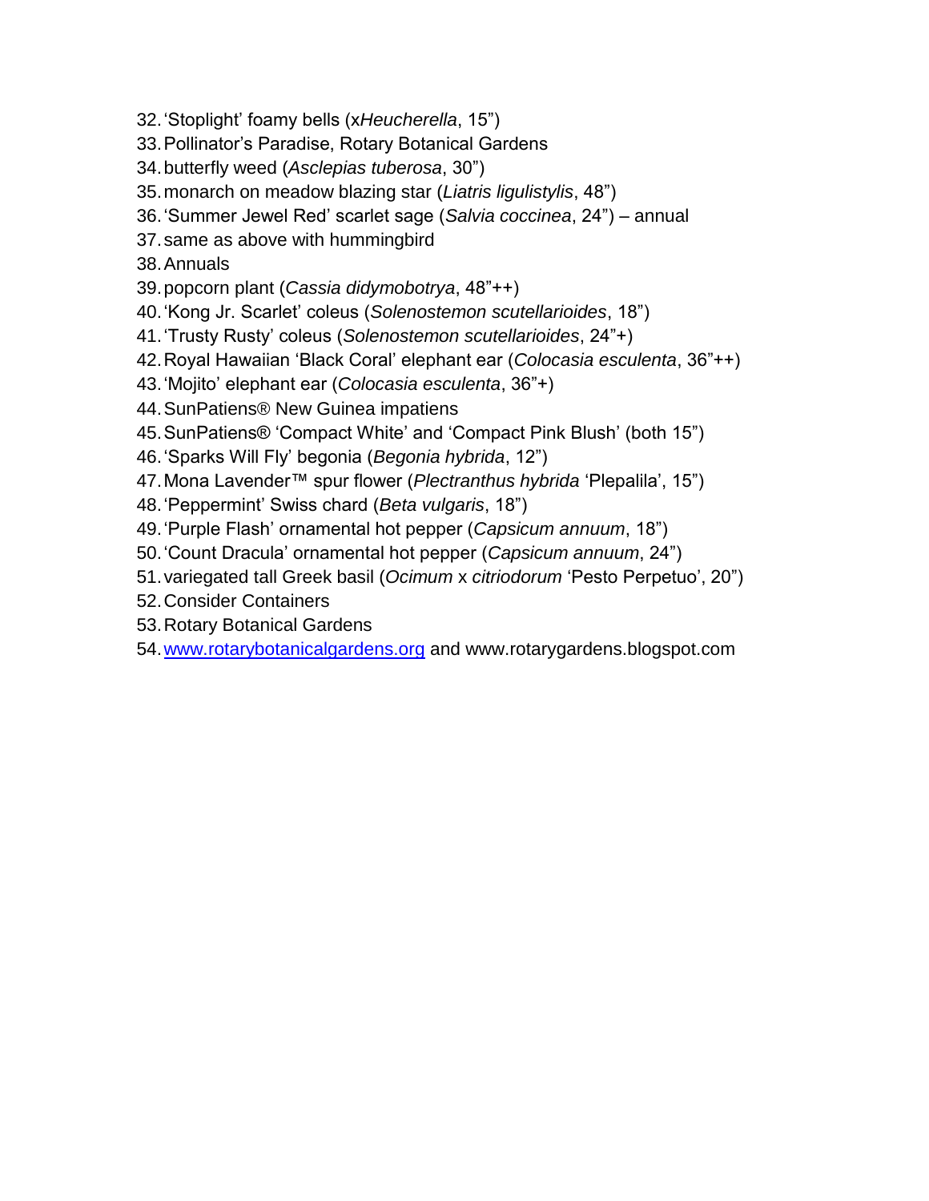32. 'Stoplight' foamy bells (x*Heucherella*, 15")
33. Pollinator's Paradise, Rotary Botanical Gardens
34. butterfly weed (*Asclepias tuberosa*, 30")
35. monarch on meadow blazing star (*Liatris ligulistylis*, 48")
36. 'Summer Jewel Red' scarlet sage (*Salvia coccinea*, 24") – annual
37. same as above with hummingbird
38. Annuals
39. popcorn plant (*Cassia didymobotrya*, 48"++)
40. 'Kong Jr. Scarlet' coleus (*Solenostemon scutellarioides*, 18")
41. 'Trusty Rusty' coleus (*Solenostemon scutellarioides*, 24"+)
42. Royal Hawaiian 'Black Coral' elephant ear (*Colocasia esculenta*, 36"++)
43. 'Mojito' elephant ear (*Colocasia esculenta*, 36"+)
44. SunPatiens® New Guinea impatiens
45. SunPatiens® 'Compact White' and 'Compact Pink Blush' (both 15")
46. 'Sparks Will Fly' begonia (*Begonia hybrida*, 12")
47. Mona Lavender™ spur flower (*Plectranthus hybrida* 'Plepalila', 15")
48. 'Peppermint' Swiss chard (*Beta vulgaris*, 18")
49. 'Purple Flash' ornamental hot pepper (*Capsicum annuum*, 18")
50. 'Count Dracula' ornamental hot pepper (*Capsicum annuum*, 24")
51. variegated tall Greek basil (*Ocimum* x *citriodorum* 'Pesto Perpetuo', 20")
52. Consider Containers
53. Rotary Botanical Gardens
54. [www.rotarybotanicalgardens.org](http://www.rotarybotanicalgardens.org) and www.rotarygardens.blogspot.com